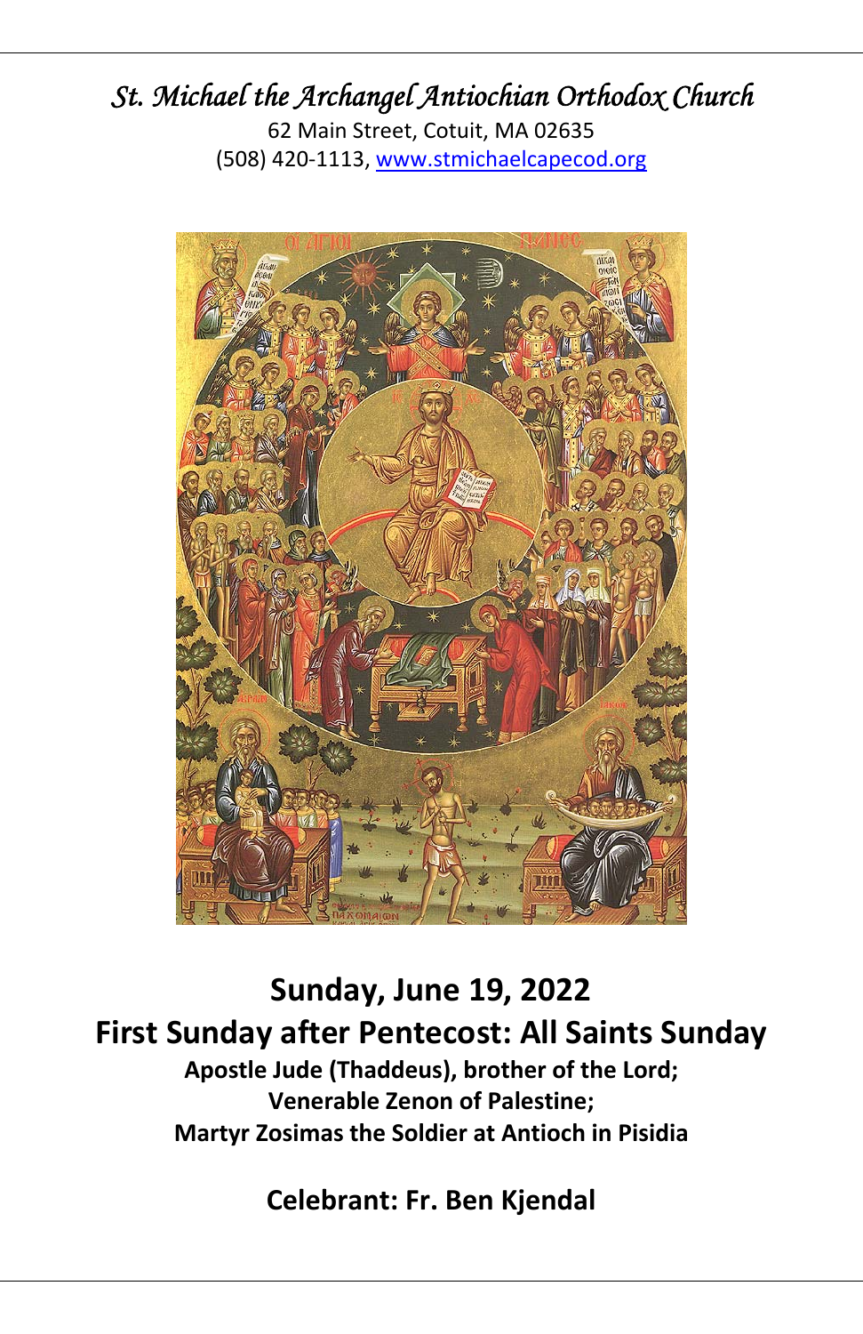# *St. Michael the Archangel Antiochian Orthodox Church*

62 Main Street, Cotuit, MA 02635
(508) 420-1113, [www.stmichaelcapecod.org](http://www.stmichaelcapecod.org)

## Sunday, June 19, 2022

## First Sunday after Pentecost: All Saints Sunday

**Apostle Jude (Thaddeus), brother of the Lord;**
**Venerable Zenon of Palestine;**
**Martyr Zosimas the Soldier at Antioch in Pisidia**

### Celebrant: Fr. Ben Kjendal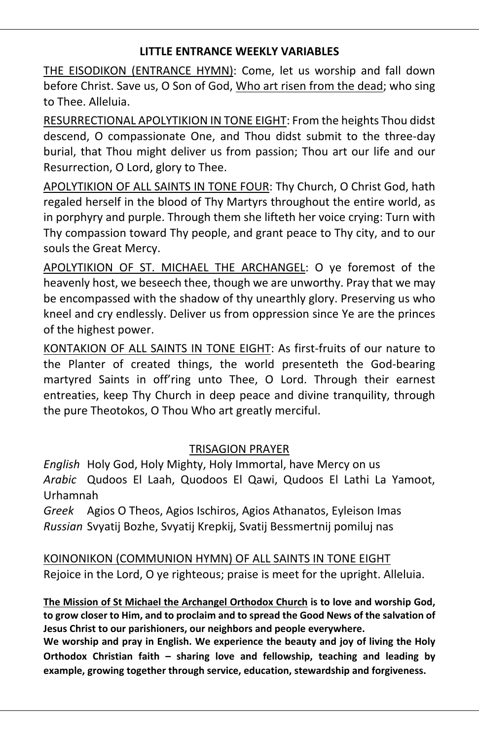## LITTLE ENTRANCE WEEKLY VARIABLES

<u>THE EISODIKON (ENTRANCE HYMN)</u>: Come, let us worship and fall down before Christ. Save us, O Son of God, <u>Who art risen from the dead</u>; who sing to Thee. Alleluia.

<u>RESURRECTIONAL APOLYTIKION IN TONE EIGHT</u>: From the heights Thou didst descend, O compassionate One, and Thou didst submit to the three-day burial, that Thou might deliver us from passion; Thou art our life and our Resurrection, O Lord, glory to Thee.

<u>APOLYTIKION OF ALL SAINTS IN TONE FOUR</u>: Thy Church, O Christ God, hath regaled herself in the blood of Thy Martyrs throughout the entire world, as in porphyry and purple. Through them she lifteth her voice crying: Turn with Thy compassion toward Thy people, and grant peace to Thy city, and to our souls the Great Mercy.

<u>APOLYTIKION OF ST. MICHAEL THE ARCHANGEL</u>: O ye foremost of the heavenly host, we beseech thee, though we are unworthy. Pray that we may be encompassed with the shadow of thy unearthly glory. Preserving us who kneel and cry endlessly. Deliver us from oppression since Ye are the princes of the highest power.

<u>KONTAKION OF ALL SAINTS IN TONE EIGHT</u>: As first-fruits of our nature to the Planter of created things, the world presenteth the God-bearing martyred Saints in off'ring unto Thee, O Lord. Through their earnest entreaties, keep Thy Church in deep peace and divine tranquility, through the pure Theotokos, O Thou Who art greatly merciful.

### <u>TRISAGION PRAYER</u>

*English* Holy God, Holy Mighty, Holy Immortal, have Mercy on us
*Arabic* Qudoos El Laah, Quodoos El Qawi, Qudoos El Lathi La Yamoot, Urhamnah
*Greek* Agios O Theos, Agios Ischiros, Agios Athanatos, Eyleison Imas
*Russian* Svyatij Bozhe, Svyatij Krepkij, Svatij Bessmertnij pomiluj nas

<u>KOINONIKON (COMMUNION HYMN) OF ALL SAINTS IN TONE EIGHT</u>
Rejoice in the Lord, O ye righteous; praise is meet for the upright. Alleluia.

**<u>The Mission of St Michael the Archangel Orthodox Church</u> is to love and worship God, to grow closer to Him, and to proclaim and to spread the Good News of the salvation of Jesus Christ to our parishioners, our neighbors and people everywhere.**
**We worship and pray in English. We experience the beauty and joy of living the Holy Orthodox Christian faith – sharing love and fellowship, teaching and leading by example, growing together through service, education, stewardship and forgiveness.**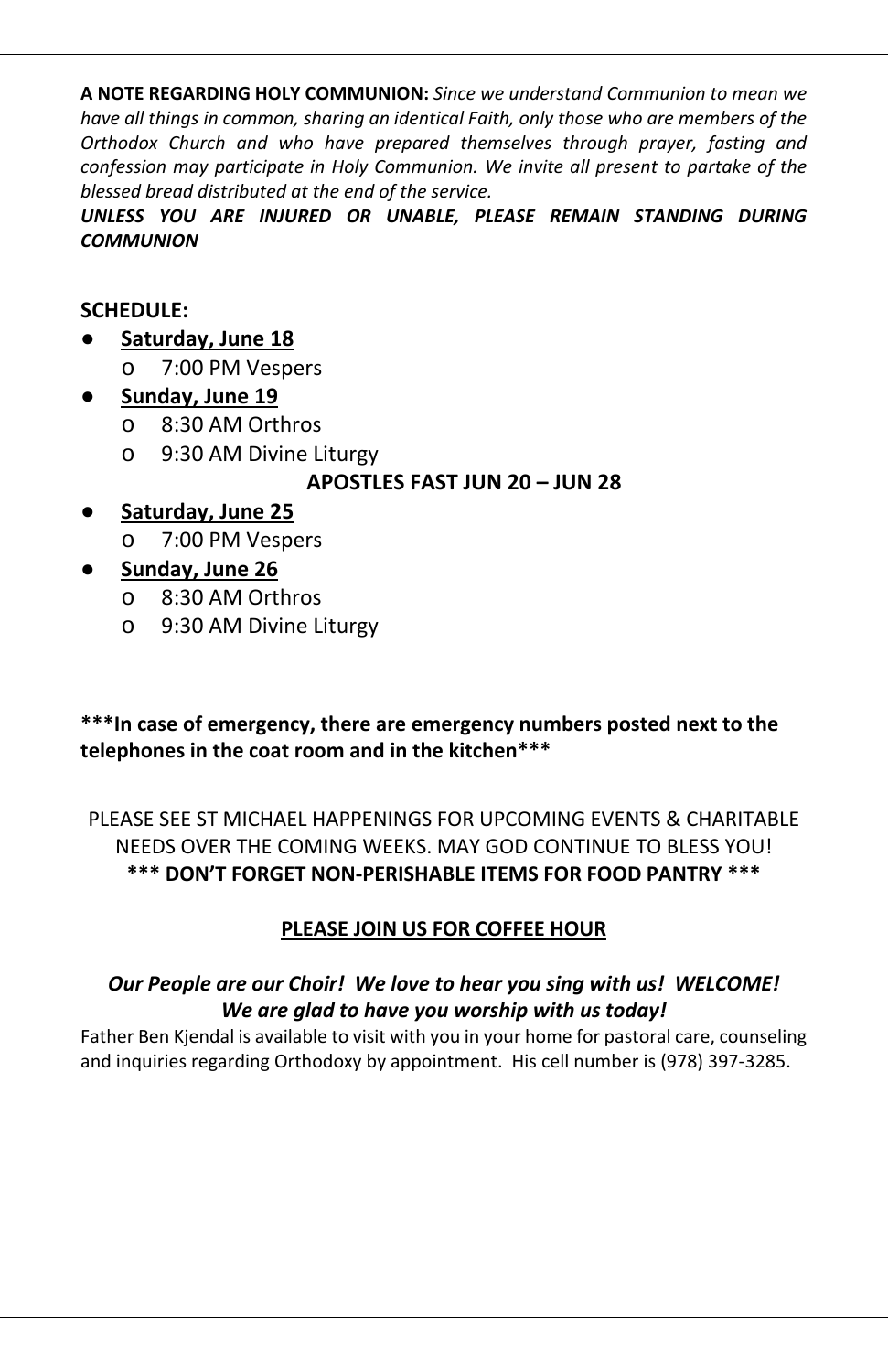**A NOTE REGARDING HOLY COMMUNION:** *Since we understand Communion to mean we have all things in common, sharing an identical Faith, only those who are members of the Orthodox Church and who have prepared themselves through prayer, fasting and confession may participate in Holy Communion. We invite all present to partake of the blessed bread distributed at the end of the service.*

***UNLESS YOU ARE INJURED OR UNABLE, PLEASE REMAIN STANDING DURING COMMUNION***

**SCHEDULE:**

- **<u>Saturday, June 18</u>**
  - 7:00 PM Vespers
- **<u>Sunday, June 19</u>**
  - 8:30 AM Orthros
  - 9:30 AM Divine Liturgy

**APOSTLES FAST JUN 20 – JUN 28**

- **<u>Saturday, June 25</u>**
  - 7:00 PM Vespers
- **<u>Sunday, June 26</u>**
  - 8:30 AM Orthros
  - 9:30 AM Divine Liturgy

**\*\*\*In case of emergency, there are emergency numbers posted next to the telephones in the coat room and in the kitchen\*\*\***

PLEASE SEE ST MICHAEL HAPPENINGS FOR UPCOMING EVENTS & CHARITABLE NEEDS OVER THE COMING WEEKS. MAY GOD CONTINUE TO BLESS YOU!

**\*\*\* DON'T FORGET NON-PERISHABLE ITEMS FOR FOOD PANTRY \*\*\***

**<u>PLEASE JOIN US FOR COFFEE HOUR</u>**

***Our People are our Choir! We love to hear you sing with us! WELCOME!***
***We are glad to have you worship with us today!***

Father Ben Kjendal is available to visit with you in your home for pastoral care, counseling and inquiries regarding Orthodoxy by appointment. His cell number is (978) 397-3285.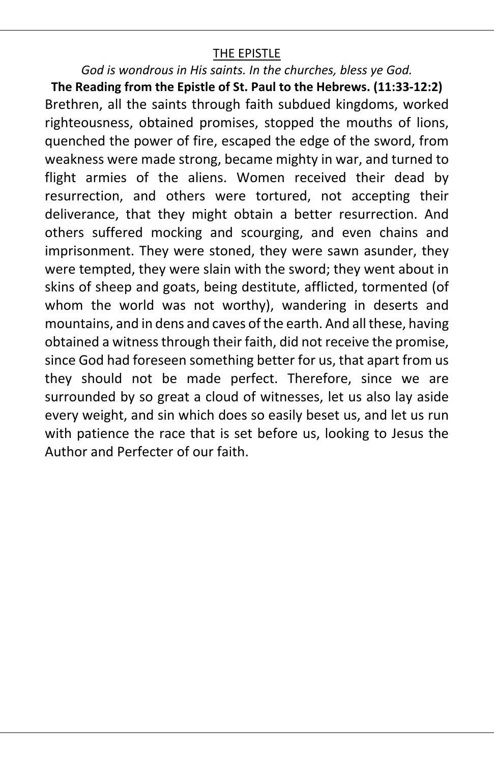## THE EPISTLE

*God is wondrous in His saints. In the churches, bless ye God.*

**The Reading from the Epistle of St. Paul to the Hebrews. (11:33-12:2)**

Brethren, all the saints through faith subdued kingdoms, worked righteousness, obtained promises, stopped the mouths of lions, quenched the power of fire, escaped the edge of the sword, from weakness were made strong, became mighty in war, and turned to flight armies of the aliens. Women received their dead by resurrection, and others were tortured, not accepting their deliverance, that they might obtain a better resurrection. And others suffered mocking and scourging, and even chains and imprisonment. They were stoned, they were sawn asunder, they were tempted, they were slain with the sword; they went about in skins of sheep and goats, being destitute, afflicted, tormented (of whom the world was not worthy), wandering in deserts and mountains, and in dens and caves of the earth. And all these, having obtained a witness through their faith, did not receive the promise, since God had foreseen something better for us, that apart from us they should not be made perfect. Therefore, since we are surrounded by so great a cloud of witnesses, let us also lay aside every weight, and sin which does so easily beset us, and let us run with patience the race that is set before us, looking to Jesus the Author and Perfecter of our faith.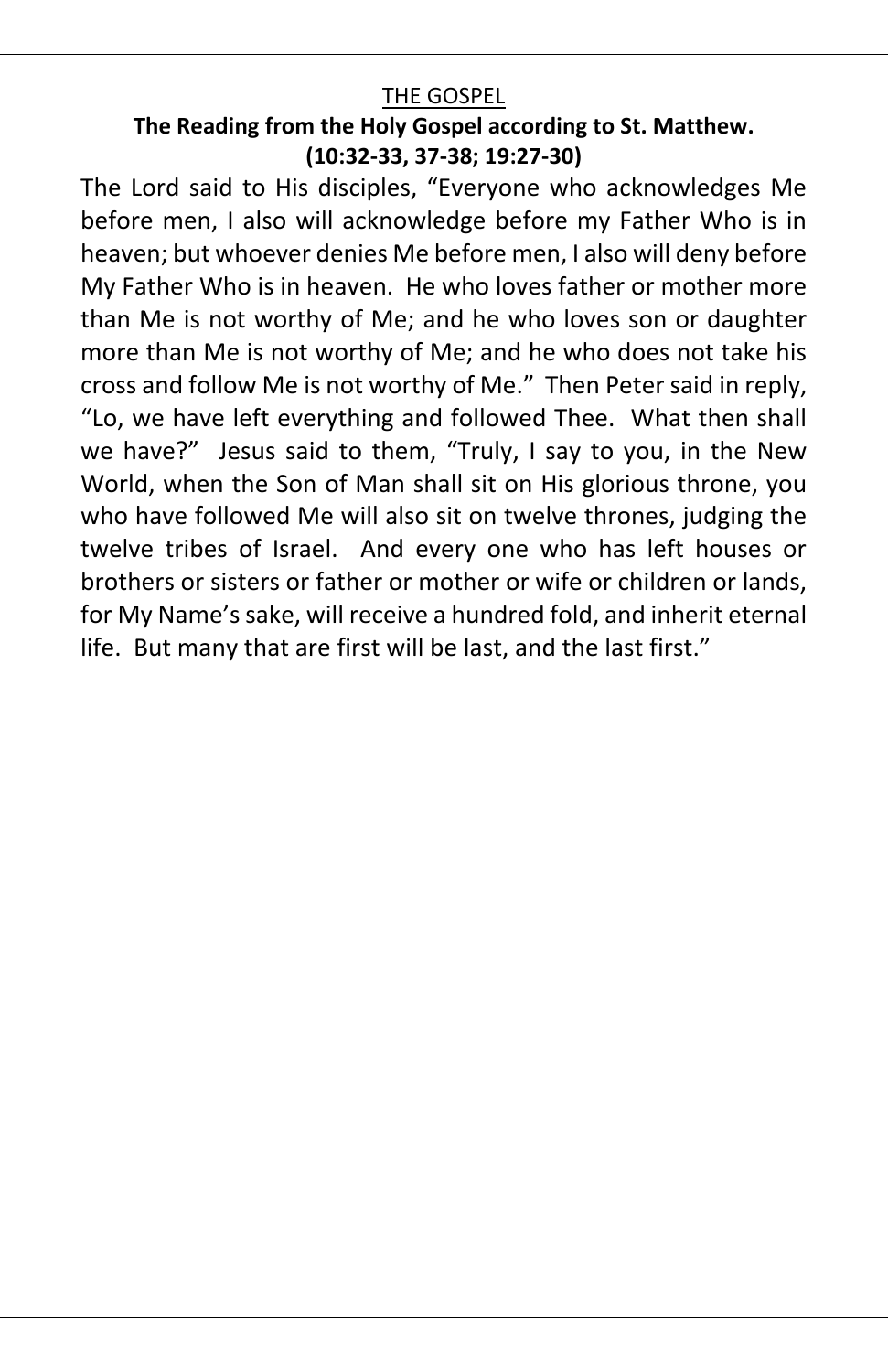THE GOSPEL

**The Reading from the Holy Gospel according to St. Matthew. (10:32-33, 37-38; 19:27-30)**

The Lord said to His disciples, "Everyone who acknowledges Me before men, I also will acknowledge before my Father Who is in heaven; but whoever denies Me before men, I also will deny before My Father Who is in heaven. He who loves father or mother more than Me is not worthy of Me; and he who loves son or daughter more than Me is not worthy of Me; and he who does not take his cross and follow Me is not worthy of Me." Then Peter said in reply, "Lo, we have left everything and followed Thee. What then shall we have?" Jesus said to them, "Truly, I say to you, in the New World, when the Son of Man shall sit on His glorious throne, you who have followed Me will also sit on twelve thrones, judging the twelve tribes of Israel. And every one who has left houses or brothers or sisters or father or mother or wife or children or lands, for My Name's sake, will receive a hundred fold, and inherit eternal life. But many that are first will be last, and the last first."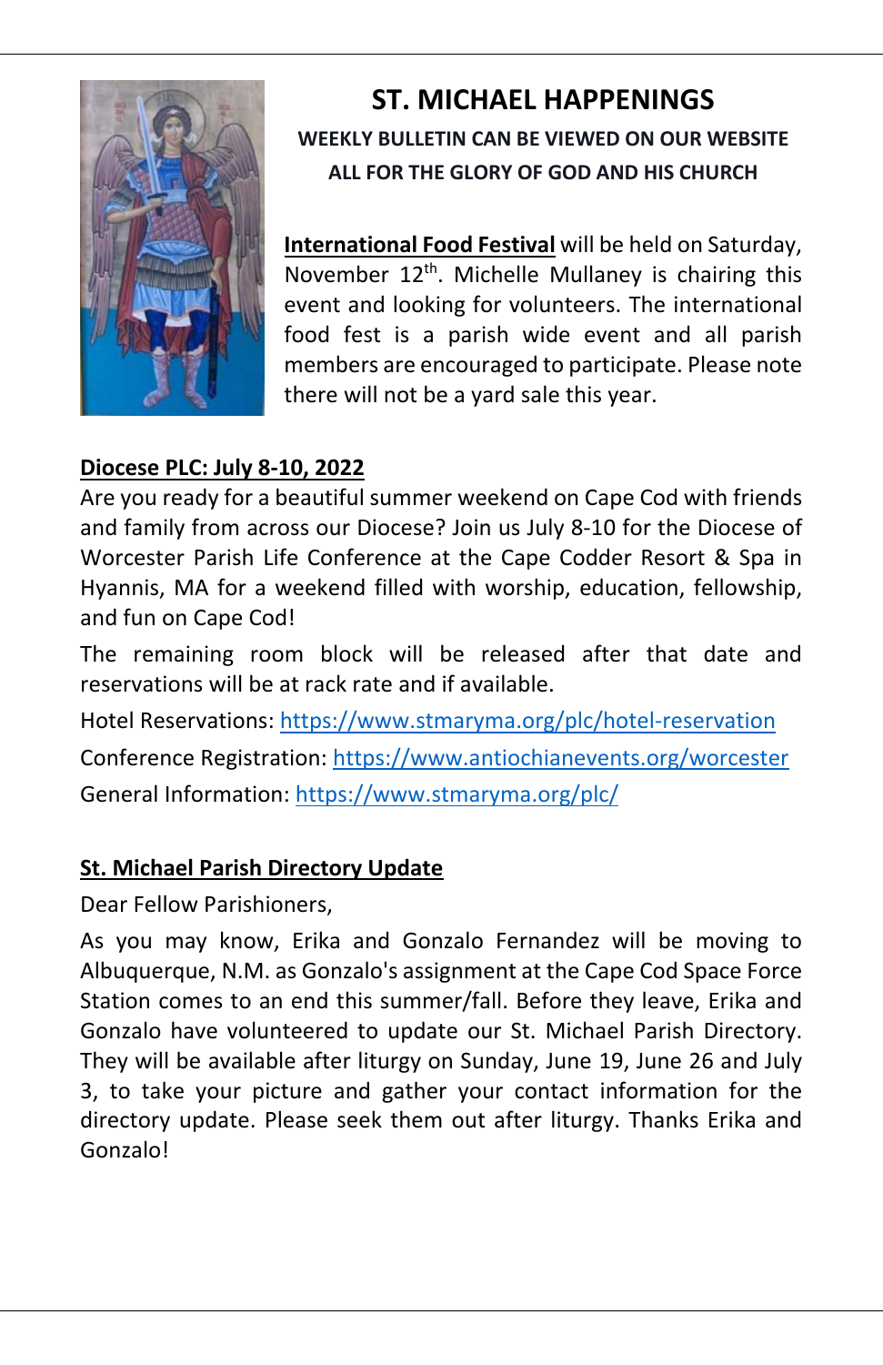# ST. MICHAEL HAPPENINGS

**WEEKLY BULLETIN CAN BE VIEWED ON OUR WEBSITE**

**ALL FOR THE GLORY OF GOD AND HIS CHURCH**

**International Food Festival** will be held on Saturday, November 12th. Michelle Mullaney is chairing this event and looking for volunteers. The international food fest is a parish wide event and all parish members are encouraged to participate. Please note there will not be a yard sale this year.

**Diocese PLC: July 8-10, 2022**

Are you ready for a beautiful summer weekend on Cape Cod with friends and family from across our Diocese? Join us July 8-10 for the Diocese of Worcester Parish Life Conference at the Cape Codder Resort & Spa in Hyannis, MA for a weekend filled with worship, education, fellowship, and fun on Cape Cod!

The remaining room block will be released after that date and reservations will be at rack rate and if available.

Hotel Reservations: https://www.stmaryma.org/plc/hotel-reservation

Conference Registration: https://www.antiochianevents.org/worcester

General Information: https://www.stmaryma.org/plc/

**St. Michael Parish Directory Update**

Dear Fellow Parishioners,

As you may know, Erika and Gonzalo Fernandez will be moving to Albuquerque, N.M. as Gonzalo's assignment at the Cape Cod Space Force Station comes to an end this summer/fall. Before they leave, Erika and Gonzalo have volunteered to update our St. Michael Parish Directory. They will be available after liturgy on Sunday, June 19, June 26 and July 3, to take your picture and gather your contact information for the directory update. Please seek them out after liturgy. Thanks Erika and Gonzalo!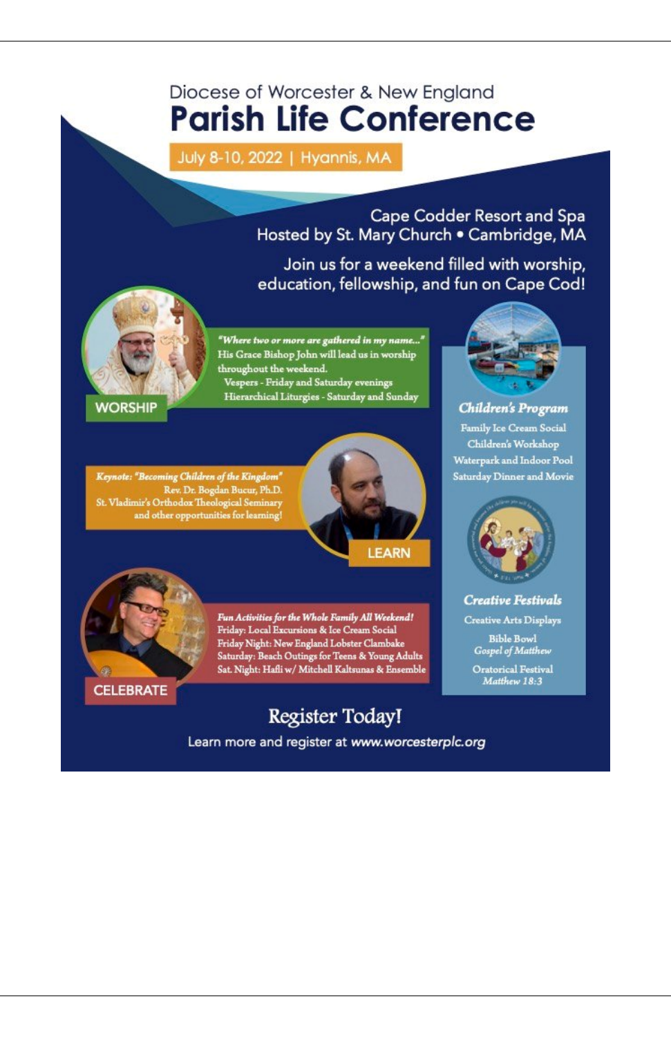Diocese of Worcester & New England

# Parish Life Conference

**July 8-10, 2022 | Hyannis, MA**

Cape Codder Resort and Spa
Hosted by St. Mary Church • Cambridge, MA

Join us for a weekend filled with worship, education, fellowship, and fun on Cape Cod!

## WORSHIP

*"Where two or more are gathered in my name..."*
His Grace Bishop John will lead us in worship throughout the weekend.
Vespers - Friday and Saturday evenings
Hierarchical Liturgies - Saturday and Sunday

## LEARN

*Keynote: "Becoming Children of the Kingdom"*
Rev. Dr. Bogdan Bucur, Ph.D.
St. Vladimir's Orthodox Theological Seminary
and other opportunities for learning!

## CELEBRATE

*Fun Activities for the Whole Family All Weekend!*
Friday: Local Excursions & Ice Cream Social
Friday Night: New England Lobster Clambake
Saturday: Beach Outings for Teens & Young Adults
Sat. Night: Hafli w/ Mitchell Kaltsunas & Ensemble

### *Children's Program*

Family Ice Cream Social
Children's Workshop
Waterpark and Indoor Pool
Saturday Dinner and Movie

### *Creative Festivals*

Creative Arts Displays

Bible Bowl
*Gospel of Matthew*

Oratorical Festival
*Matthew 18:3*

## Register Today!

Learn more and register at *www.worcesterplc.org*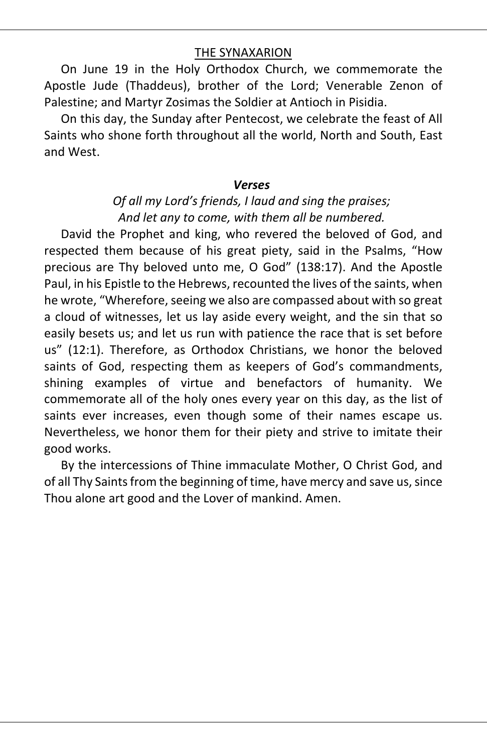## THE SYNAXARION

On June 19 in the Holy Orthodox Church, we commemorate the Apostle Jude (Thaddeus), brother of the Lord; Venerable Zenon of Palestine; and Martyr Zosimas the Soldier at Antioch in Pisidia.

On this day, the Sunday after Pentecost, we celebrate the feast of All Saints who shone forth throughout all the world, North and South, East and West.

***Verses***

*Of all my Lord's friends, I laud and sing the praises;*
*And let any to come, with them all be numbered.*

David the Prophet and king, who revered the beloved of God, and respected them because of his great piety, said in the Psalms, "How precious are Thy beloved unto me, O God" (138:17). And the Apostle Paul, in his Epistle to the Hebrews, recounted the lives of the saints, when he wrote, "Wherefore, seeing we also are compassed about with so great a cloud of witnesses, let us lay aside every weight, and the sin that so easily besets us; and let us run with patience the race that is set before us" (12:1). Therefore, as Orthodox Christians, we honor the beloved saints of God, respecting them as keepers of God's commandments, shining examples of virtue and benefactors of humanity. We commemorate all of the holy ones every year on this day, as the list of saints ever increases, even though some of their names escape us. Nevertheless, we honor them for their piety and strive to imitate their good works.

By the intercessions of Thine immaculate Mother, O Christ God, and of all Thy Saints from the beginning of time, have mercy and save us, since Thou alone art good and the Lover of mankind. Amen.